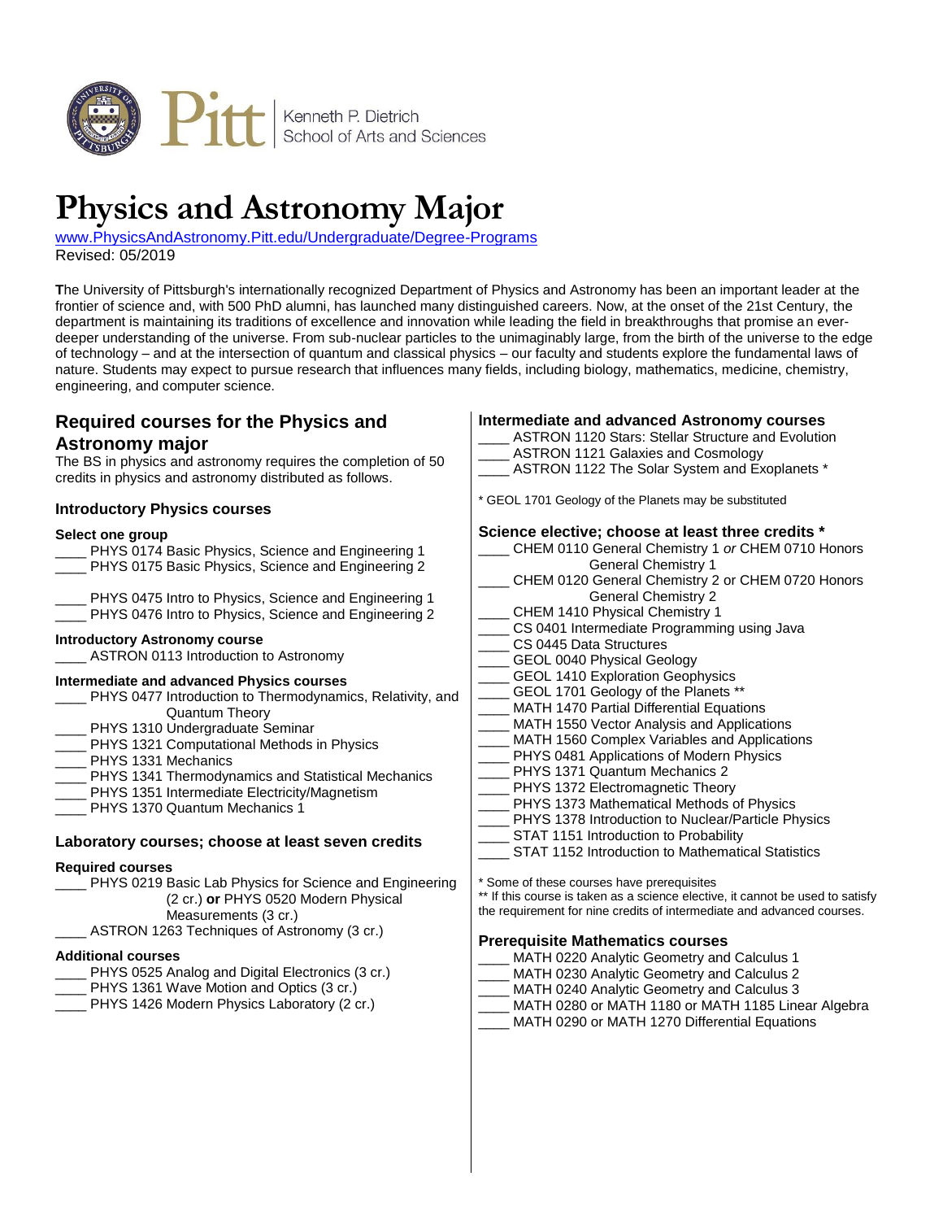Kenneth P. Dietrich School of Arts and Sciences

# Physics and Astronomy Major

www.PhysicsAndAstronomy.Pitt.edu/Undergraduate/Degree-Programs
Revised: 05/2019

The University of Pittsburgh's internationally recognized Department of Physics and Astronomy has been an important leader at the frontier of science and, with 500 PhD alumni, has launched many distinguished careers. Now, at the onset of the 21st Century, the department is maintaining its traditions of excellence and innovation while leading the field in breakthroughs that promise an ever-deeper understanding of the universe. From sub-nuclear particles to the unimaginably large, from the birth of the universe to the edge of technology – and at the intersection of quantum and classical physics – our faculty and students explore the fundamental laws of nature. Students may expect to pursue research that influences many fields, including biology, mathematics, medicine, chemistry, engineering, and computer science.

## Required courses for the Physics and Astronomy major

The BS in physics and astronomy requires the completion of 50 credits in physics and astronomy distributed as follows.

### Introductory Physics courses

**Select one group**

____ PHYS 0174 Basic Physics, Science and Engineering 1
____ PHYS 0175 Basic Physics, Science and Engineering 2

____ PHYS 0475 Intro to Physics, Science and Engineering 1
____ PHYS 0476 Intro to Physics, Science and Engineering 2

**Introductory Astronomy course**

____ ASTRON 0113 Introduction to Astronomy

**Intermediate and advanced Physics courses**

____ PHYS 0477 Introduction to Thermodynamics, Relativity, and Quantum Theory
____ PHYS 1310 Undergraduate Seminar
____ PHYS 1321 Computational Methods in Physics
____ PHYS 1331 Mechanics
____ PHYS 1341 Thermodynamics and Statistical Mechanics
____ PHYS 1351 Intermediate Electricity/Magnetism
____ PHYS 1370 Quantum Mechanics 1

### Laboratory courses; choose at least seven credits

**Required courses**

____ PHYS 0219 Basic Lab Physics for Science and Engineering (2 cr.) **or** PHYS 0520 Modern Physical Measurements (3 cr.)
____ ASTRON 1263 Techniques of Astronomy (3 cr.)

**Additional courses**

____ PHYS 0525 Analog and Digital Electronics (3 cr.)
____ PHYS 1361 Wave Motion and Optics (3 cr.)
____ PHYS 1426 Modern Physics Laboratory (2 cr.)

### Intermediate and advanced Astronomy courses

____ ASTRON 1120 Stars: Stellar Structure and Evolution
____ ASTRON 1121 Galaxies and Cosmology
____ ASTRON 1122 The Solar System and Exoplanets *

* GEOL 1701 Geology of the Planets may be substituted

### Science elective; choose at least three credits *

____ CHEM 0110 General Chemistry 1 *or* CHEM 0710 Honors General Chemistry 1
____ CHEM 0120 General Chemistry 2 or CHEM 0720 Honors General Chemistry 2
____ CHEM 1410 Physical Chemistry 1
____ CS 0401 Intermediate Programming using Java
____ CS 0445 Data Structures
____ GEOL 0040 Physical Geology
____ GEOL 1410 Exploration Geophysics
____ GEOL 1701 Geology of the Planets **
____ MATH 1470 Partial Differential Equations
____ MATH 1550 Vector Analysis and Applications
____ MATH 1560 Complex Variables and Applications
____ PHYS 0481 Applications of Modern Physics
____ PHYS 1371 Quantum Mechanics 2
____ PHYS 1372 Electromagnetic Theory
____ PHYS 1373 Mathematical Methods of Physics
____ PHYS 1378 Introduction to Nuclear/Particle Physics
____ STAT 1151 Introduction to Probability
____ STAT 1152 Introduction to Mathematical Statistics

* Some of these courses have prerequisites
** If this course is taken as a science elective, it cannot be used to satisfy the requirement for nine credits of intermediate and advanced courses.

### Prerequisite Mathematics courses

____ MATH 0220 Analytic Geometry and Calculus 1
____ MATH 0230 Analytic Geometry and Calculus 2
____ MATH 0240 Analytic Geometry and Calculus 3
____ MATH 0280 or MATH 1180 or MATH 1185 Linear Algebra
____ MATH 0290 or MATH 1270 Differential Equations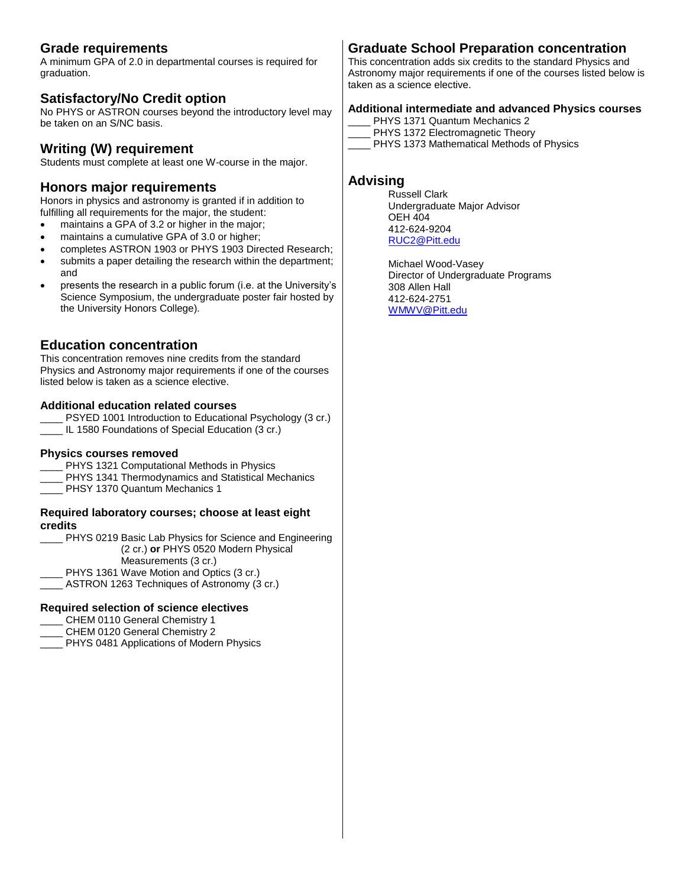## Grade requirements

A minimum GPA of 2.0 in departmental courses is required for graduation.

## Satisfactory/No Credit option

No PHYS or ASTRON courses beyond the introductory level may be taken on an S/NC basis.

## Writing (W) requirement

Students must complete at least one W-course in the major.

## Honors major requirements

Honors in physics and astronomy is granted if in addition to fulfilling all requirements for the major, the student:

- maintains a GPA of 3.2 or higher in the major;
- maintains a cumulative GPA of 3.0 or higher;
- completes ASTRON 1903 or PHYS 1903 Directed Research;
- submits a paper detailing the research within the department; and
- presents the research in a public forum (i.e. at the University's Science Symposium, the undergraduate poster fair hosted by the University Honors College).

## Education concentration

This concentration removes nine credits from the standard Physics and Astronomy major requirements if one of the courses listed below is taken as a science elective.

### Additional education related courses

____ PSYED 1001 Introduction to Educational Psychology (3 cr.)
____ IL 1580 Foundations of Special Education (3 cr.)

### Physics courses removed

____ PHYS 1321 Computational Methods in Physics
____ PHYS 1341 Thermodynamics and Statistical Mechanics
____ PHSY 1370 Quantum Mechanics 1

### Required laboratory courses; choose at least eight credits

____ PHYS 0219 Basic Lab Physics for Science and Engineering (2 cr.) **or** PHYS 0520 Modern Physical Measurements (3 cr.)
____ PHYS 1361 Wave Motion and Optics (3 cr.)
____ ASTRON 1263 Techniques of Astronomy (3 cr.)

### Required selection of science electives

____ CHEM 0110 General Chemistry 1
____ CHEM 0120 General Chemistry 2
____ PHYS 0481 Applications of Modern Physics

## Graduate School Preparation concentration

This concentration adds six credits to the standard Physics and Astronomy major requirements if one of the courses listed below is taken as a science elective.

### Additional intermediate and advanced Physics courses

____ PHYS 1371 Quantum Mechanics 2
____ PHYS 1372 Electromagnetic Theory
____ PHYS 1373 Mathematical Methods of Physics

## Advising

Russell Clark
Undergraduate Major Advisor
OEH 404
412-624-9204
RUC2@Pitt.edu

Michael Wood-Vasey
Director of Undergraduate Programs
308 Allen Hall
412-624-2751
WMWV@Pitt.edu